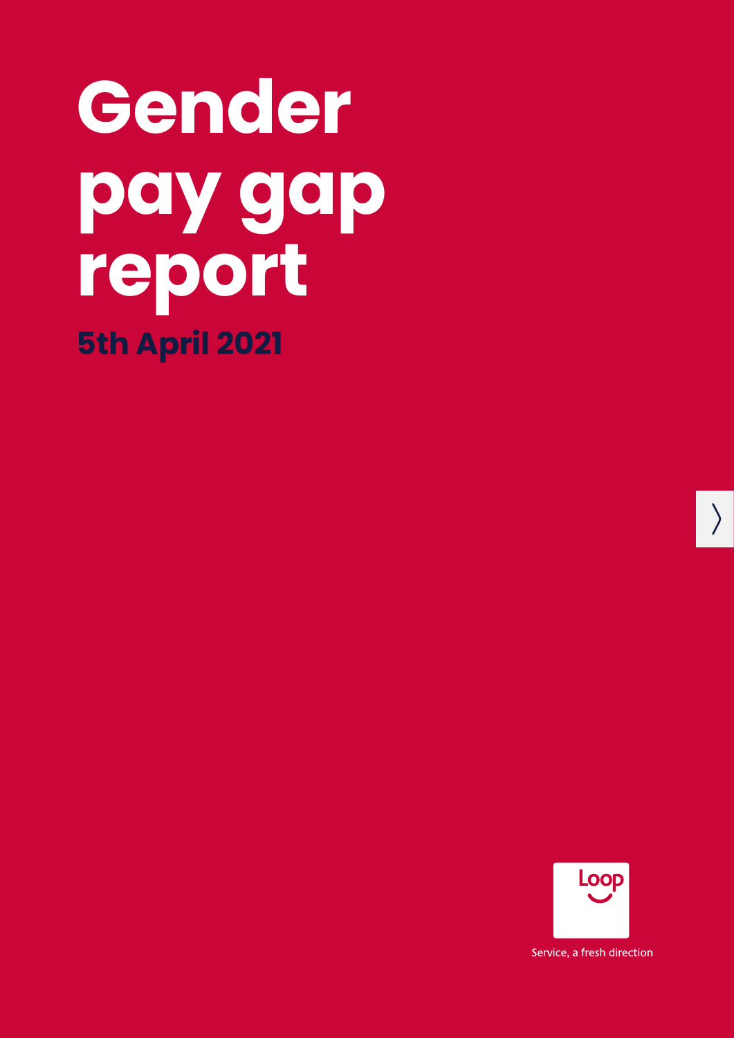# Gender pay gap report

## 5th April 2021

Loop

Service, a fresh direction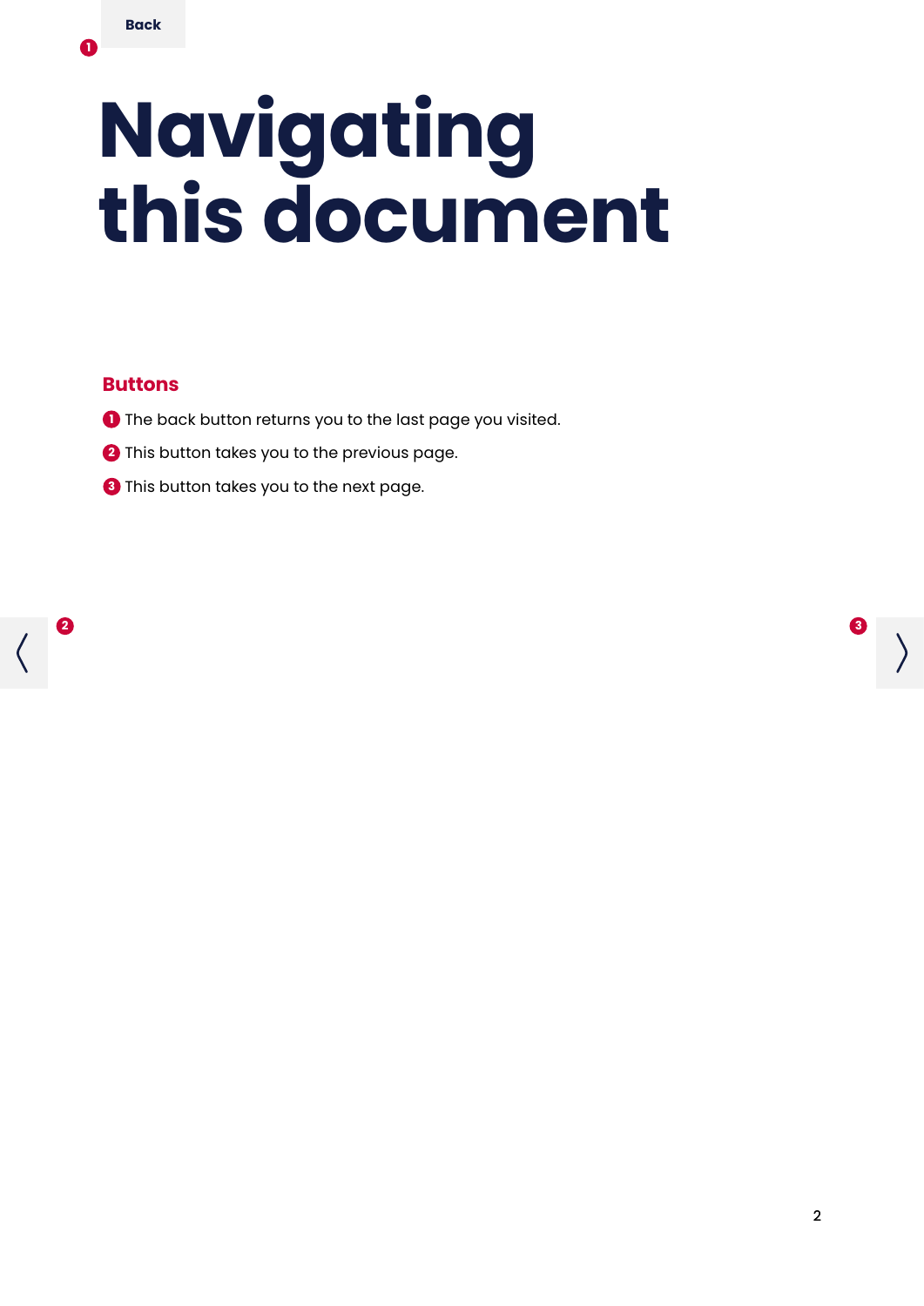Back

# Navigating this document

## Buttons

1. The back button returns you to the last page you visited.
2. This button takes you to the previous page.
3. This button takes you to the next page.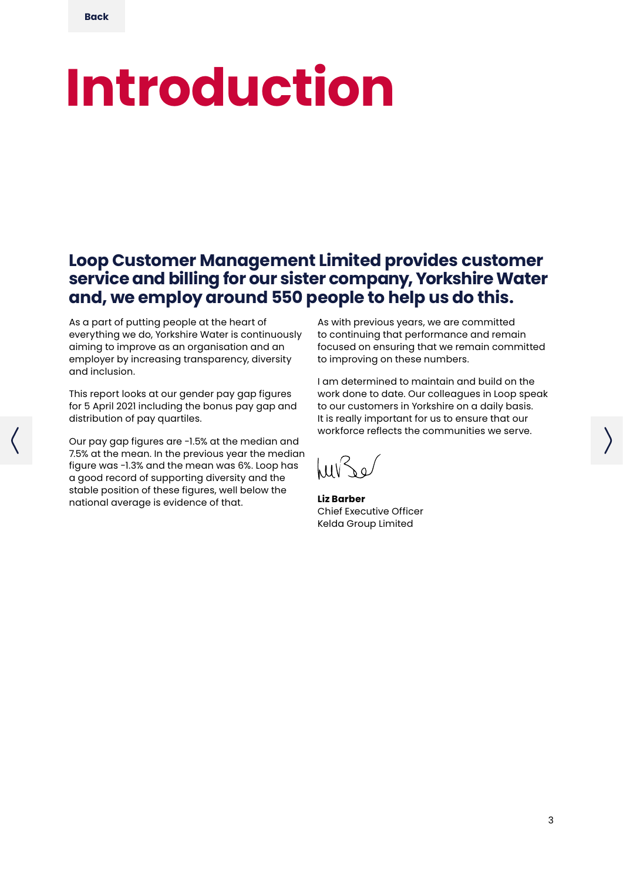# Introduction

## Loop Customer Management Limited provides customer service and billing for our sister company, Yorkshire Water and, we employ around 550 people to help us do this.

As a part of putting people at the heart of everything we do, Yorkshire Water is continuously aiming to improve as an organisation and an employer by increasing transparency, diversity and inclusion.

This report looks at our gender pay gap figures for 5 April 2021 including the bonus pay gap and distribution of pay quartiles.

Our pay gap figures are -1.5% at the median and 7.5% at the mean. In the previous year the median figure was -1.3% and the mean was 6%. Loop has a good record of supporting diversity and the stable position of these figures, well below the national average is evidence of that.

As with previous years, we are committed to continuing that performance and remain focused on ensuring that we remain committed to improving on these numbers.

I am determined to maintain and build on the work done to date. Our colleagues in Loop speak to our customers in Yorkshire on a daily basis. It is really important for us to ensure that our workforce reflects the communities we serve.

**Liz Barber**
Chief Executive Officer
Kelda Group Limited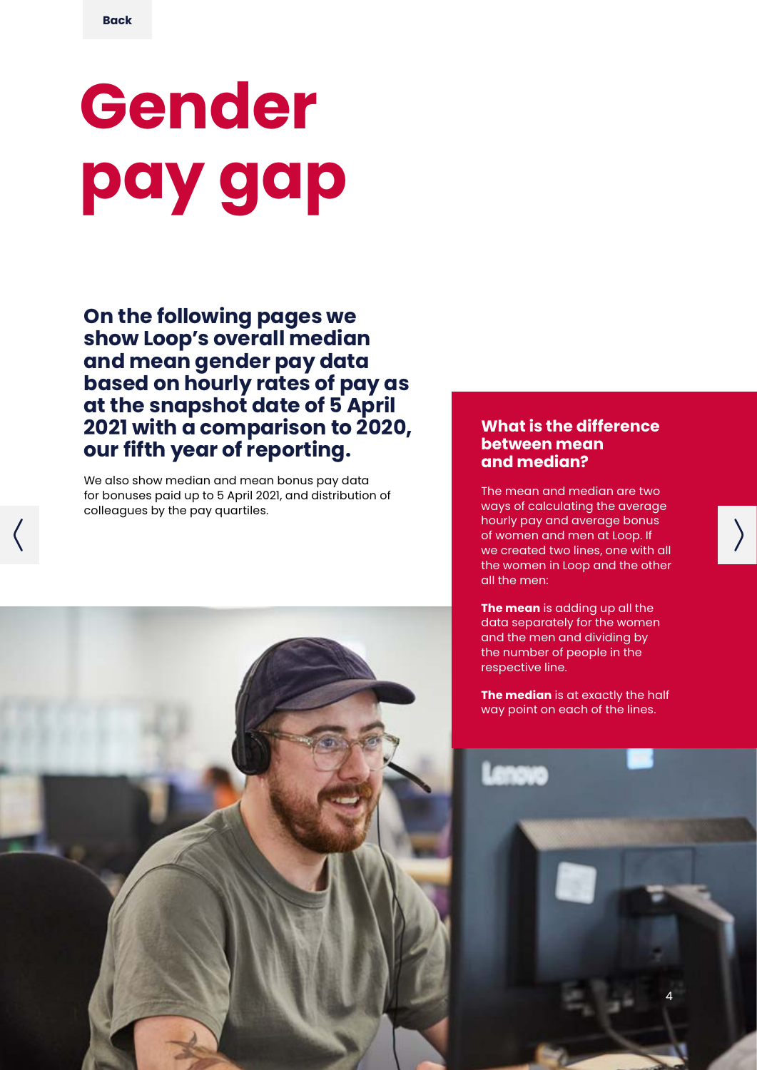# Gender pay gap

**On the following pages we show Loop's overall median and mean gender pay data based on hourly rates of pay as at the snapshot date of 5 April 2021 with a comparison to 2020, our fifth year of reporting.**

We also show median and mean bonus pay data for bonuses paid up to 5 April 2021, and distribution of colleagues by the pay quartiles.

## What is the difference between mean and median?

The mean and median are two ways of calculating the average hourly pay and average bonus of women and men at Loop. If we created two lines, one with all the women in Loop and the other all the men:

**The mean** is adding up all the data separately for the women and the men and dividing by the number of people in the respective line.

**The median** is at exactly the half way point on each of the lines.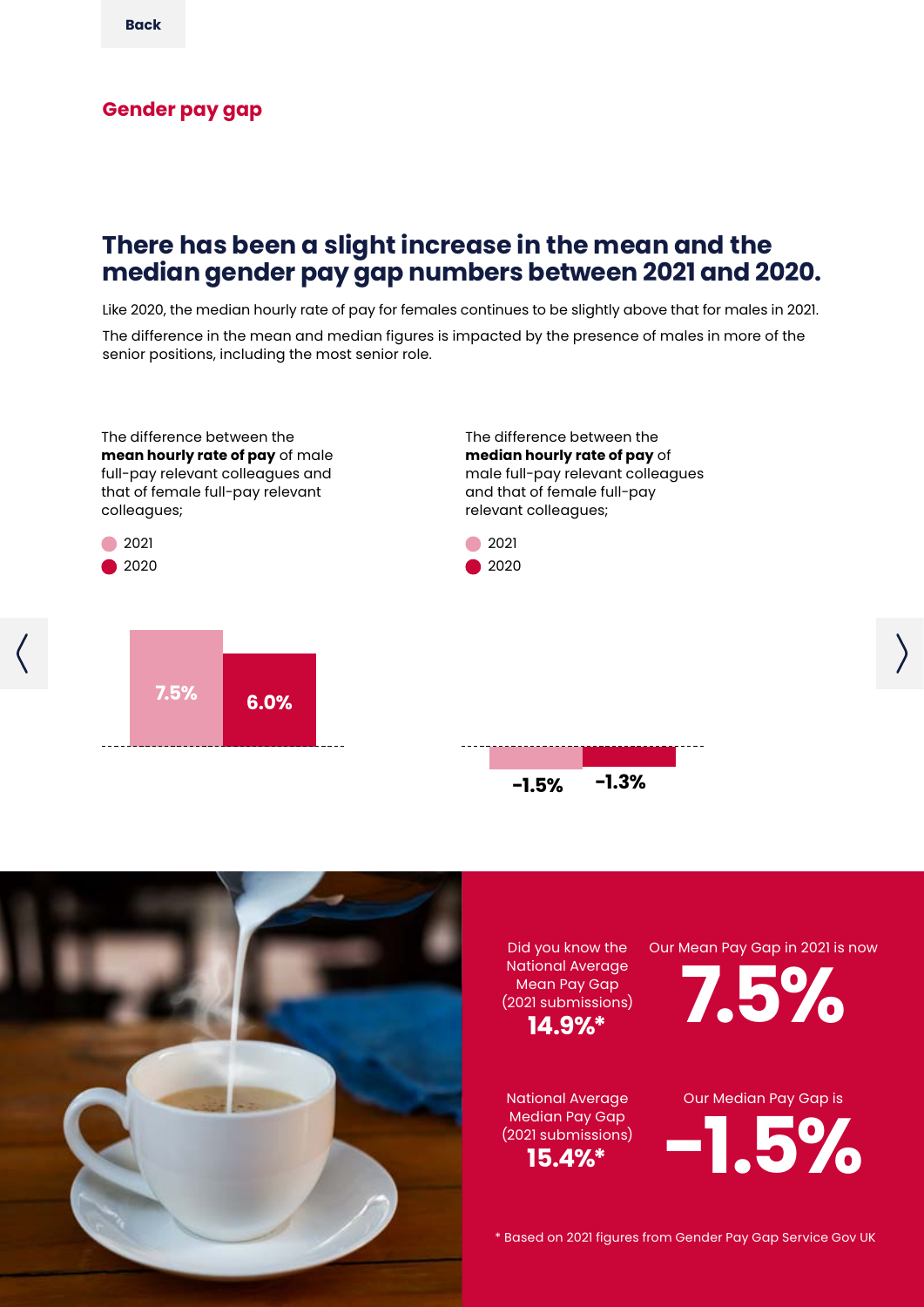## Gender pay gap

# There has been a slight increase in the mean and the median gender pay gap numbers between 2021 and 2020.

Like 2020, the median hourly rate of pay for females continues to be slightly above that for males in 2021.

The difference in the mean and median figures is impacted by the presence of males in more of the senior positions, including the most senior role.

The difference between the **mean hourly rate of pay** of male full-pay relevant colleagues and that of female full-pay relevant colleagues;

- 2021
- 2020

7.5% 6.0%

The difference between the **median hourly rate of pay** of male full-pay relevant colleagues and that of female full-pay relevant colleagues;

- 2021
- 2020

-1.5% -1.3%

Did you know the National Average Mean Pay Gap (2021 submissions) **14.9%***

Our Mean Pay Gap in 2021 is now **7.5%**

National Average Median Pay Gap (2021 submissions) **15.4%***

Our Median Pay Gap is **-1.5%**

* Based on 2021 figures from Gender Pay Gap Service Gov UK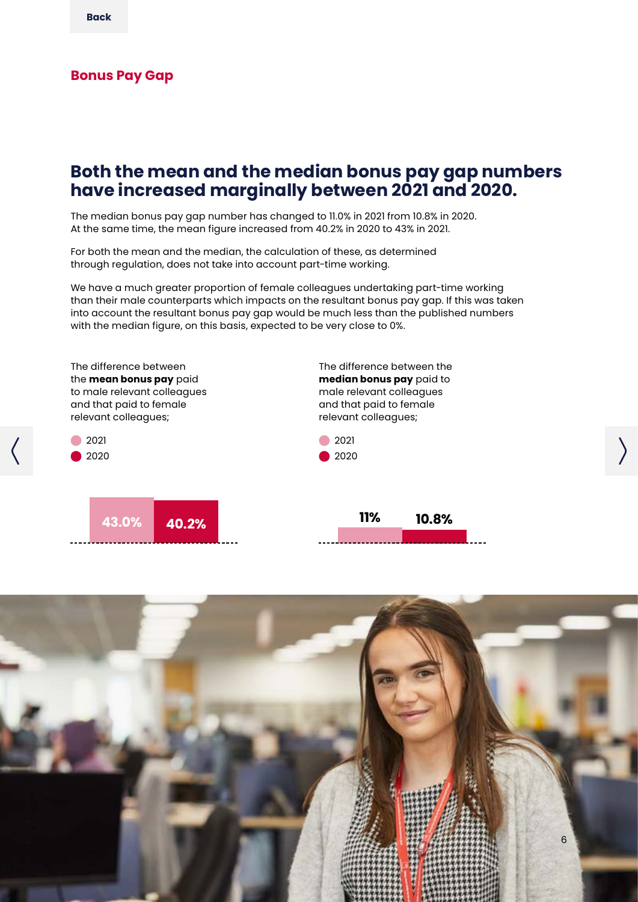## Bonus Pay Gap

# Both the mean and the median bonus pay gap numbers have increased marginally between 2021 and 2020.

The median bonus pay gap number has changed to 11.0% in 2021 from 10.8% in 2020. At the same time, the mean figure increased from 40.2% in 2020 to 43% in 2021.

For both the mean and the median, the calculation of these, as determined through regulation, does not take into account part-time working.

We have a much greater proportion of female colleagues undertaking part-time working than their male counterparts which impacts on the resultant bonus pay gap. If this was taken into account the resultant bonus pay gap would be much less than the published numbers with the median figure, on this basis, expected to be very close to 0%.

The difference between the **mean bonus pay** paid to male relevant colleagues and that paid to female relevant colleagues;

| 2021 | 2020 |
|---|---|
| 43.0% | 40.2% |

The difference between the **median bonus pay** paid to male relevant colleagues and that paid to female relevant colleagues;

| 2021 | 2020 |
|---|---|
| 11% | 10.8% |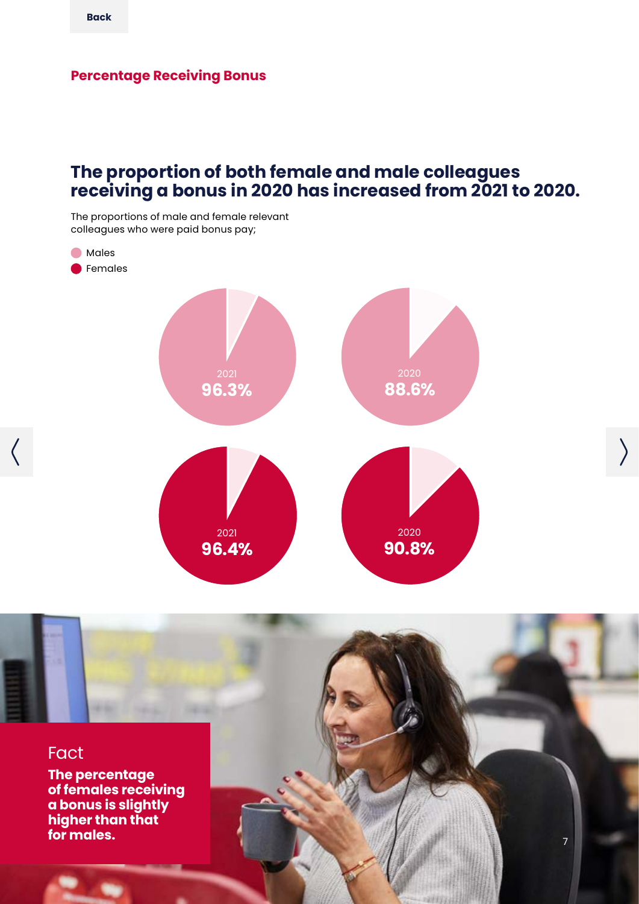Back

## Percentage Receiving Bonus

# The proportion of both female and male colleagues receiving a bonus in 2020 has increased from 2021 to 2020.

The proportions of male and female relevant colleagues who were paid bonus pay;

- Males
- Females

2021
**96.3%**

2020
**88.6%**

2021
**96.4%**

2020
**90.8%**

Fact

**The percentage of females receiving a bonus is slightly higher than that for males.**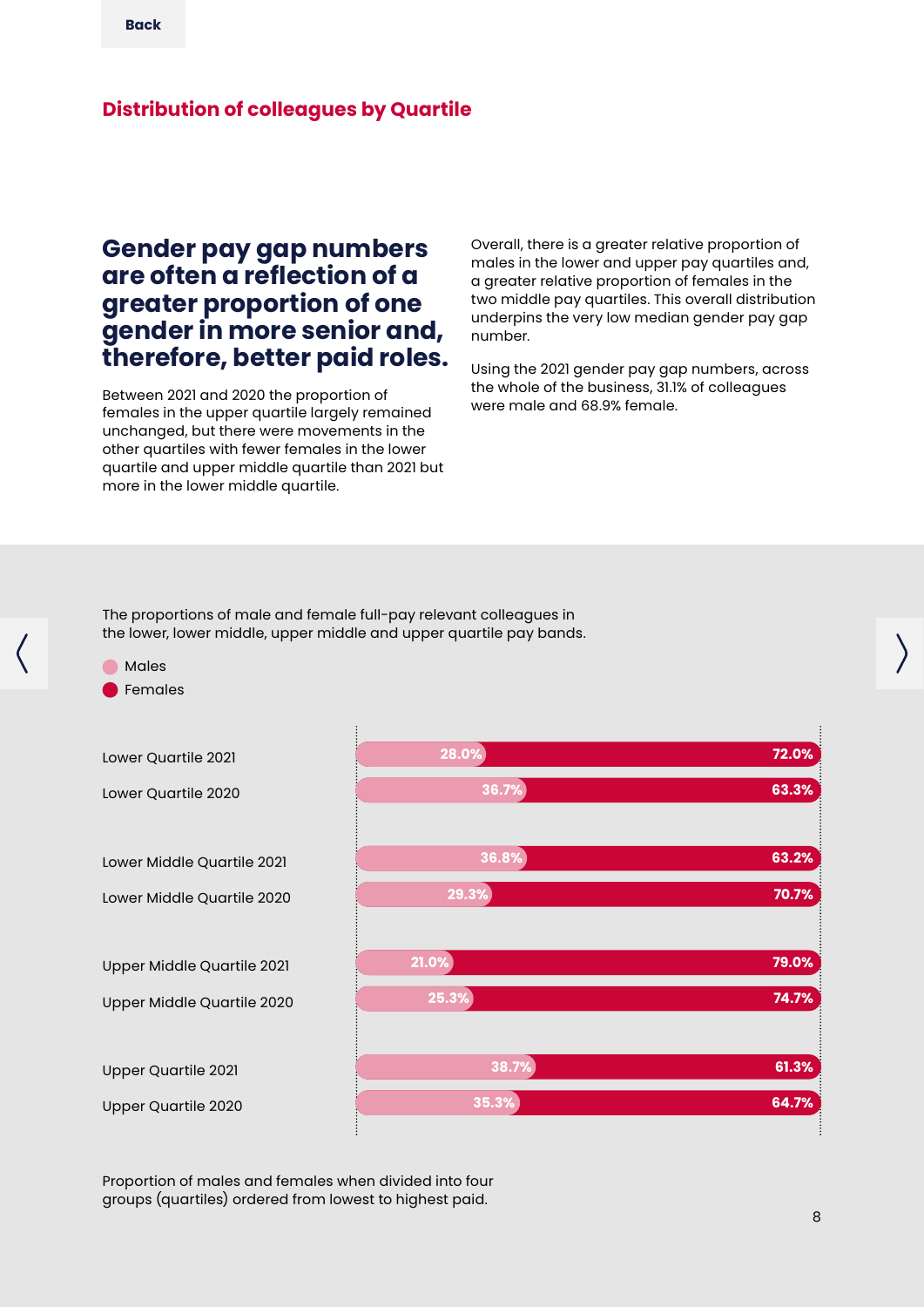Back

## Distribution of colleagues by Quartile

### Gender pay gap numbers are often a reflection of a greater proportion of one gender in more senior and, therefore, better paid roles.

Between 2021 and 2020 the proportion of females in the upper quartile largely remained unchanged, but there were movements in the other quartiles with fewer females in the lower quartile and upper middle quartile than 2021 but more in the lower middle quartile.

Overall, there is a greater relative proportion of males in the lower and upper pay quartiles and, a greater relative proportion of females in the two middle pay quartiles. This overall distribution underpins the very low median gender pay gap number.

Using the 2021 gender pay gap numbers, across the whole of the business, 31.1% of colleagues were male and 68.9% female.

The proportions of male and female full-pay relevant colleagues in the lower, lower middle, upper middle and upper quartile pay bands.

| Quartile | Males | Females |
|---|---|---|
| Lower Quartile 2021 | 28.0% | 72.0% |
| Lower Quartile 2020 | 36.7% | 63.3% |
| Lower Middle Quartile 2021 | 36.8% | 63.2% |
| Lower Middle Quartile 2020 | 29.3% | 70.7% |
| Upper Middle Quartile 2021 | 21.0% | 79.0% |
| Upper Middle Quartile 2020 | 25.3% | 74.7% |
| Upper Quartile 2021 | 38.7% | 61.3% |
| Upper Quartile 2020 | 35.3% | 64.7% |

Proportion of males and females when divided into four groups (quartiles) ordered from lowest to highest paid.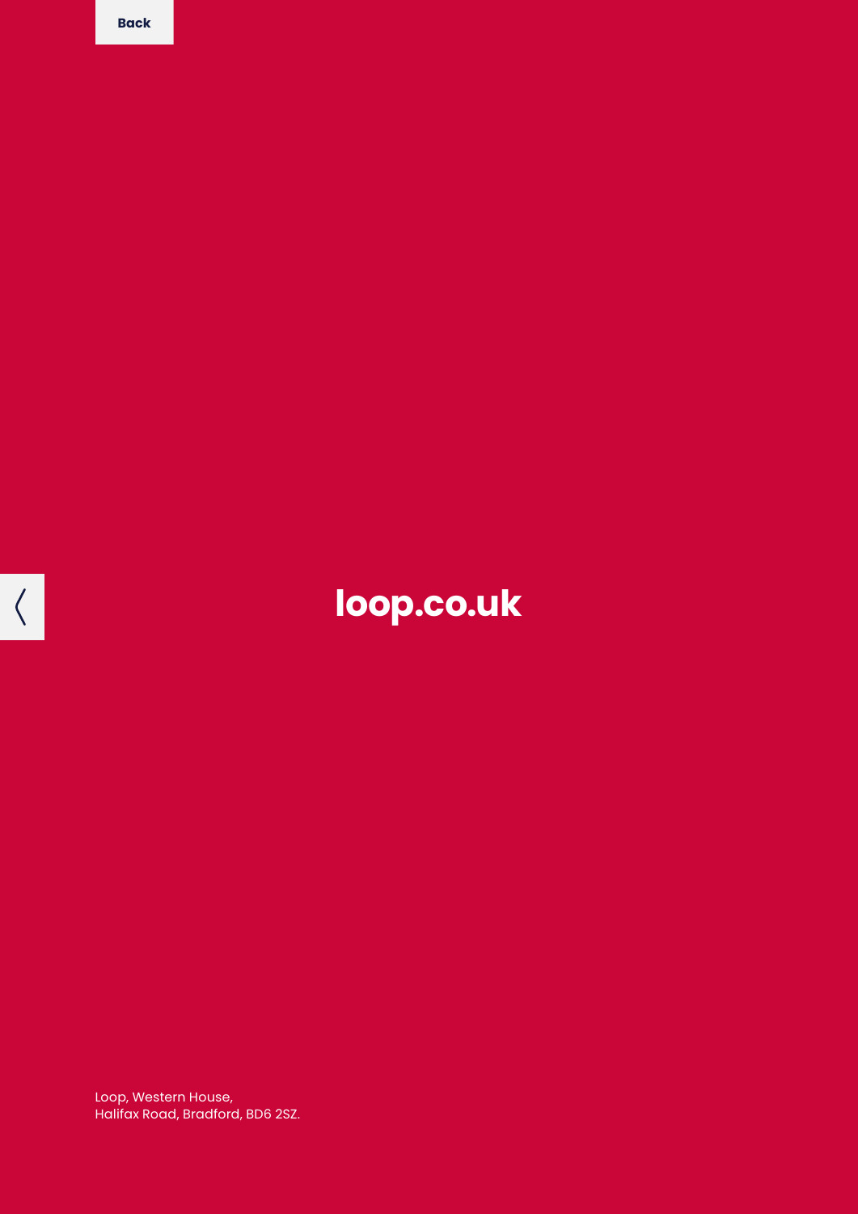Back

**loop.co.uk**

Loop, Western House,
Halifax Road, Bradford, BD6 2SZ.